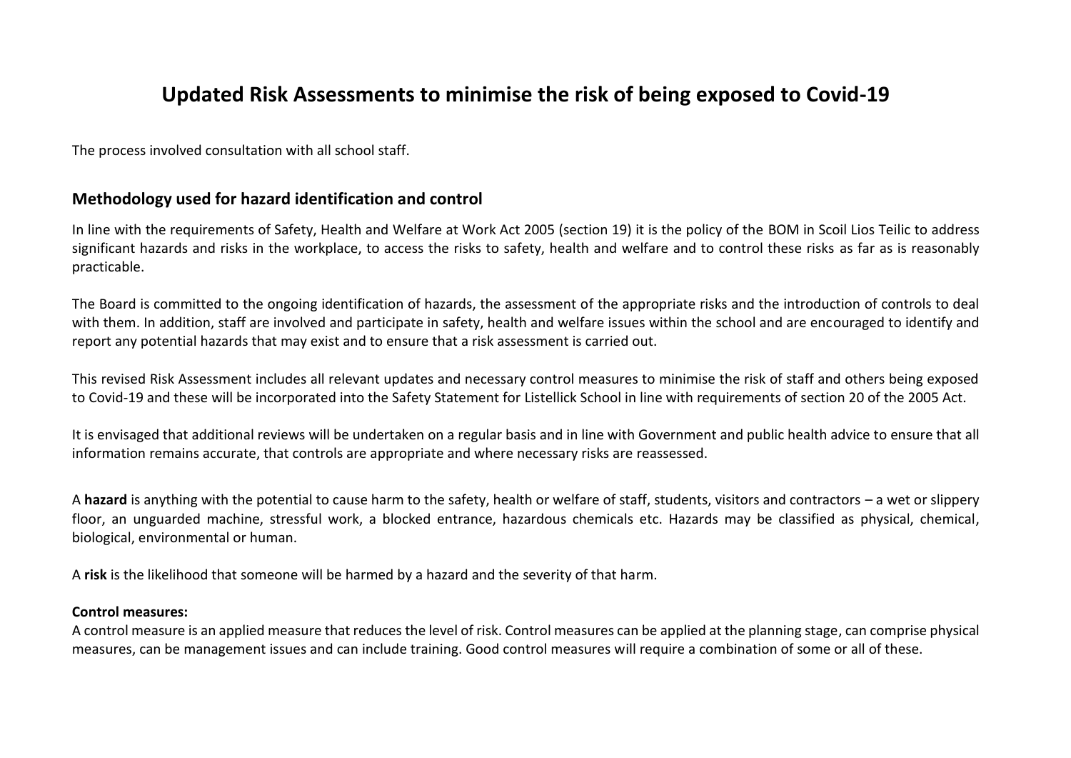# Updated Risk Assessments to minimise the risk of being exposed to Covid-19

The process involved consultation with all school staff.

## Methodology used for hazard identification and control

In line with the requirements of Safety, Health and Welfare at Work Act 2005 (section 19) it is the policy of the BOM in Scoil Lios Teilic to address significant hazards and risks in the workplace, to access the risks to safety, health and welfare and to control these risks as far as is reasonably practicable.

The Board is committed to the ongoing identification of hazards, the assessment of the appropriate risks and the introduction of controls to deal with them. In addition, staff are involved and participate in safety, health and welfare issues within the school and are encouraged to identify and report any potential hazards that may exist and to ensure that a risk assessment is carried out.

This revised Risk Assessment includes all relevant updates and necessary control measures to minimise the risk of staff and others being exposed to Covid-19 and these will be incorporated into the Safety Statement for Listellick School in line with requirements of section 20 of the 2005 Act.

It is envisaged that additional reviews will be undertaken on a regular basis and in line with Government and public health advice to ensure that all information remains accurate, that controls are appropriate and where necessary risks are reassessed.

A **hazard** is anything with the potential to cause harm to the safety, health or welfare of staff, students, visitors and contractors – a wet or slippery floor, an unguarded machine, stressful work, a blocked entrance, hazardous chemicals etc. Hazards may be classified as physical, chemical, biological, environmental or human.

A **risk** is the likelihood that someone will be harmed by a hazard and the severity of that harm.

**Control measures:**
A control measure is an applied measure that reduces the level of risk. Control measures can be applied at the planning stage, can comprise physical measures, can be management issues and can include training. Good control measures will require a combination of some or all of these.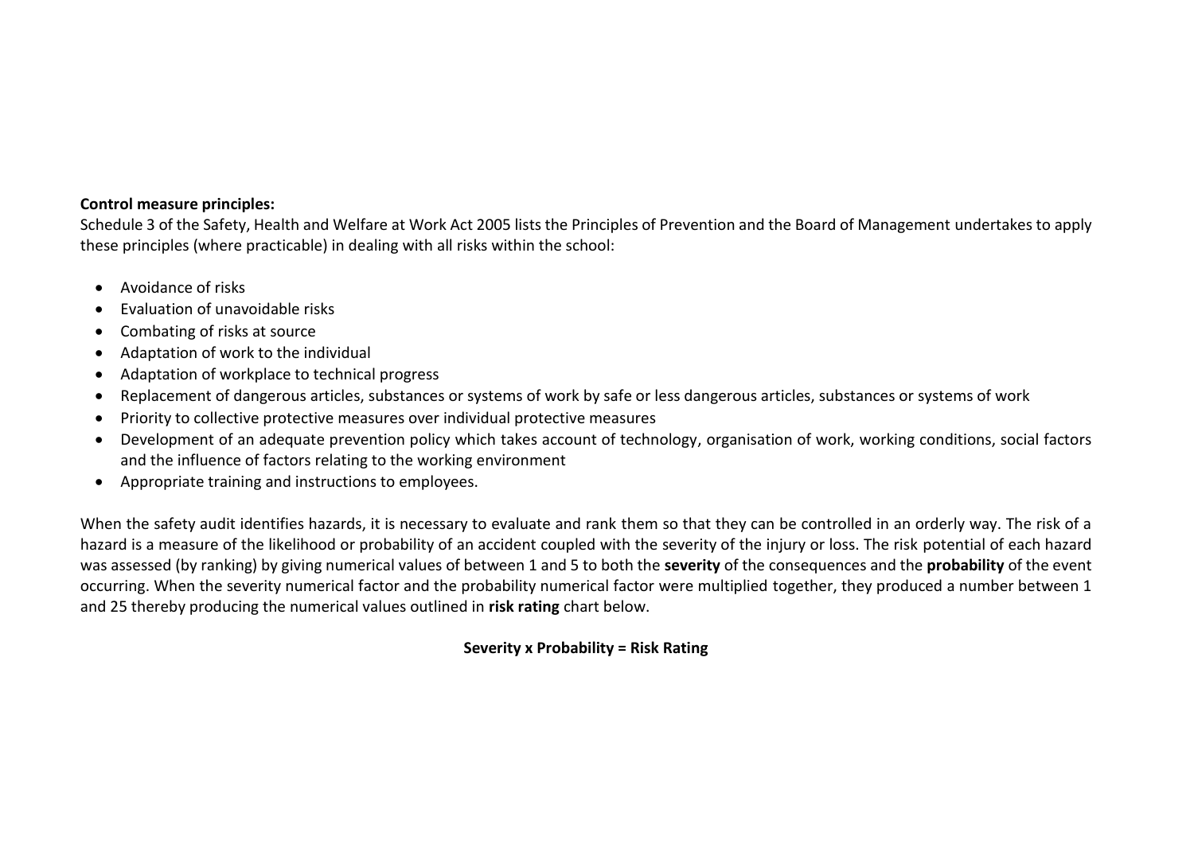**Control measure principles:**

Schedule 3 of the Safety, Health and Welfare at Work Act 2005 lists the Principles of Prevention and the Board of Management undertakes to apply these principles (where practicable) in dealing with all risks within the school:

- Avoidance of risks
- Evaluation of unavoidable risks
- Combating of risks at source
- Adaptation of work to the individual
- Adaptation of workplace to technical progress
- Replacement of dangerous articles, substances or systems of work by safe or less dangerous articles, substances or systems of work
- Priority to collective protective measures over individual protective measures
- Development of an adequate prevention policy which takes account of technology, organisation of work, working conditions, social factors and the influence of factors relating to the working environment
- Appropriate training and instructions to employees.

When the safety audit identifies hazards, it is necessary to evaluate and rank them so that they can be controlled in an orderly way. The risk of a hazard is a measure of the likelihood or probability of an accident coupled with the severity of the injury or loss. The risk potential of each hazard was assessed (by ranking) by giving numerical values of between 1 and 5 to both the **severity** of the consequences and the **probability** of the event occurring. When the severity numerical factor and the probability numerical factor were multiplied together, they produced a number between 1 and 25 thereby producing the numerical values outlined in **risk rating** chart below.

**Severity x Probability = Risk Rating**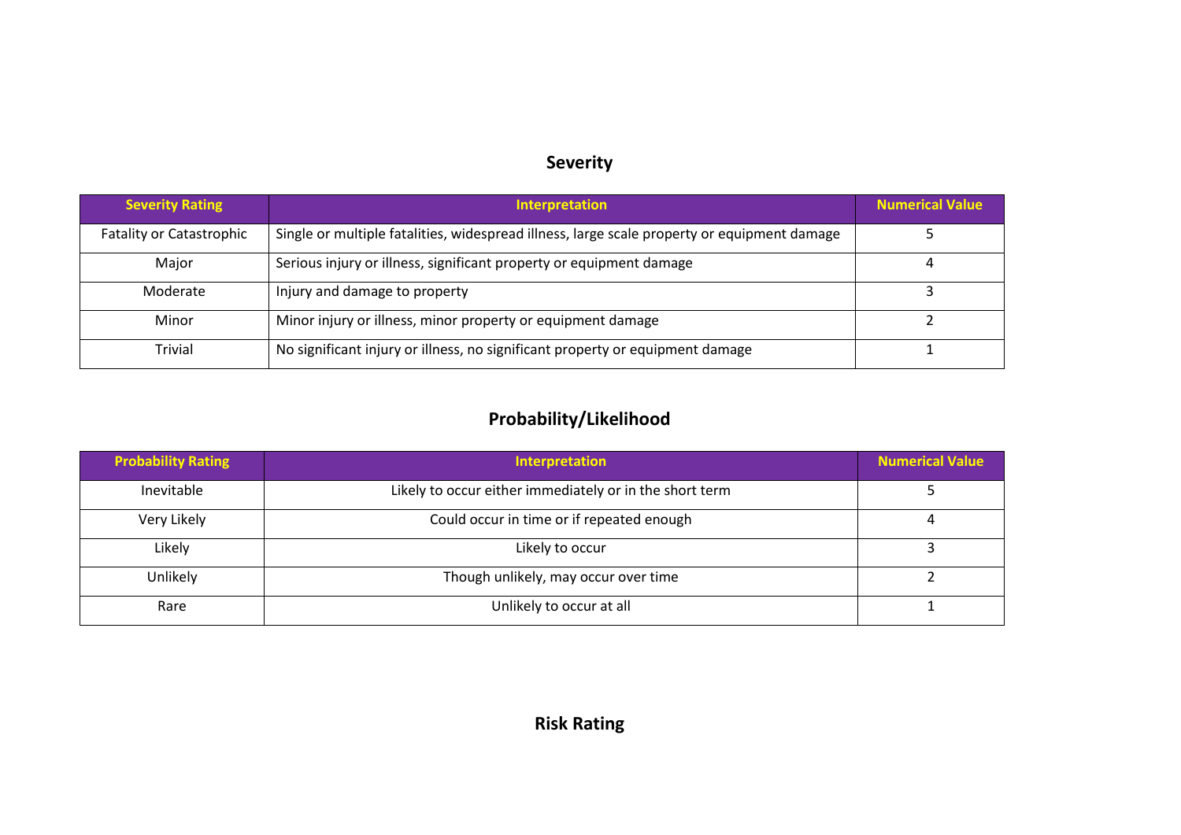## Severity

| Severity Rating | Interpretation | Numerical Value |
|---|---|---|
| Fatality or Catastrophic | Single or multiple fatalities, widespread illness, large scale property or equipment damage | 5 |
| Major | Serious injury or illness, significant property or equipment damage | 4 |
| Moderate | Injury and damage to property | 3 |
| Minor | Minor injury or illness, minor property or equipment damage | 2 |
| Trivial | No significant injury or illness, no significant property or equipment damage | 1 |

## Probability/Likelihood

| Probability Rating | Interpretation | Numerical Value |
|---|---|---|
| Inevitable | Likely to occur either immediately or in the short term | 5 |
| Very Likely | Could occur in time or if repeated enough | 4 |
| Likely | Likely to occur | 3 |
| Unlikely | Though unlikely, may occur over time | 2 |
| Rare | Unlikely to occur at all | 1 |

## Risk Rating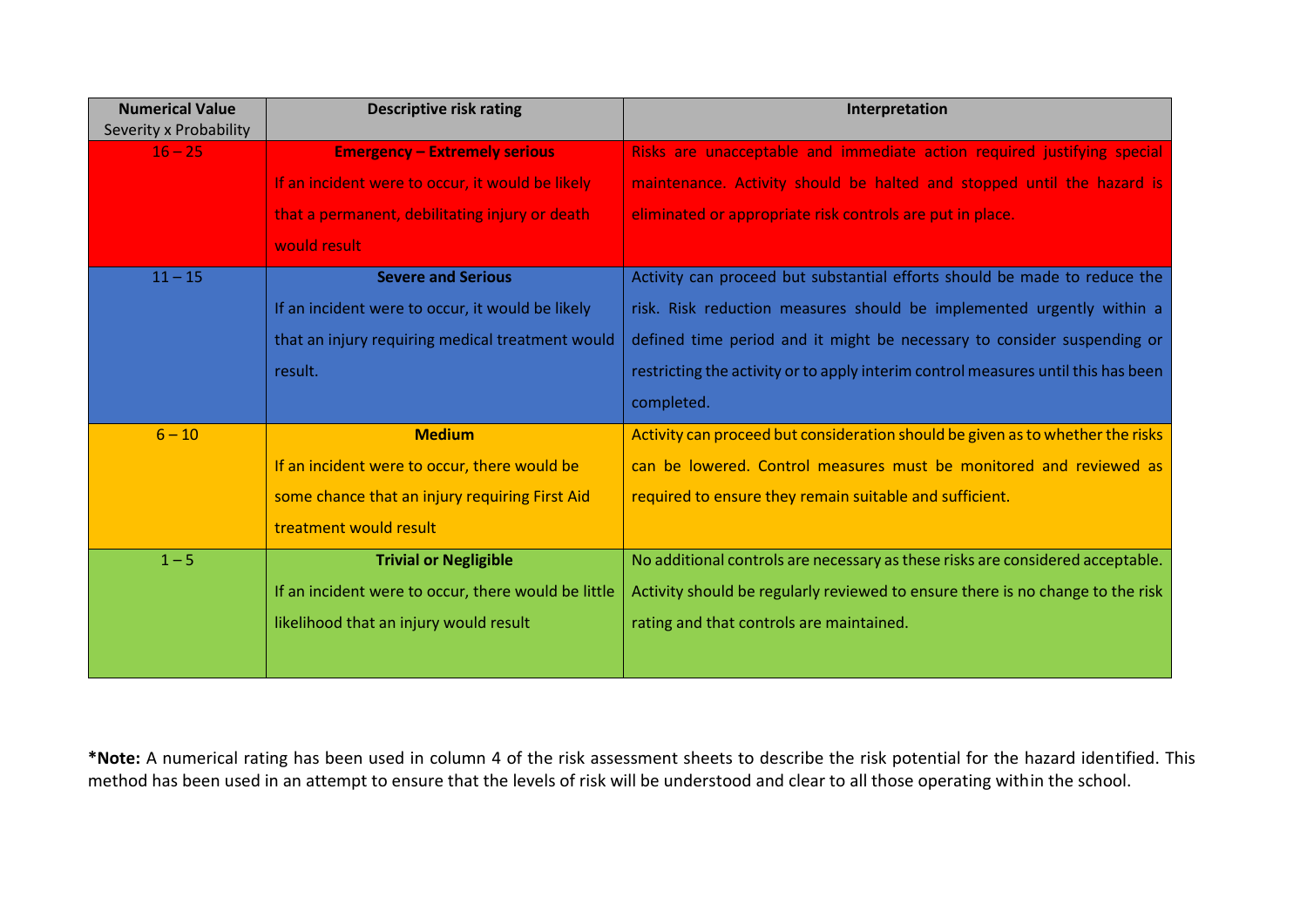| Numerical Value Severity x Probability | Descriptive risk rating | Interpretation |
|---|---|---|
| 16 – 25 | **Emergency – Extremely serious** If an incident were to occur, it would be likely that a permanent, debilitating injury or death would result | Risks are unacceptable and immediate action required justifying special maintenance. Activity should be halted and stopped until the hazard is eliminated or appropriate risk controls are put in place. |
| 11 – 15 | **Severe and Serious** If an incident were to occur, it would be likely that an injury requiring medical treatment would result. | Activity can proceed but substantial efforts should be made to reduce the risk. Risk reduction measures should be implemented urgently within a defined time period and it might be necessary to consider suspending or restricting the activity or to apply interim control measures until this has been completed. |
| 6 – 10 | **Medium** If an incident were to occur, there would be some chance that an injury requiring First Aid treatment would result | Activity can proceed but consideration should be given as to whether the risks can be lowered. Control measures must be monitored and reviewed as required to ensure they remain suitable and sufficient. |
| 1 – 5 | **Trivial or Negligible** If an incident were to occur, there would be little likelihood that an injury would result | No additional controls are necessary as these risks are considered acceptable. Activity should be regularly reviewed to ensure there is no change to the risk rating and that controls are maintained. |

***Note:** A numerical rating has been used in column 4 of the risk assessment sheets to describe the risk potential for the hazard identified. This method has been used in an attempt to ensure that the levels of risk will be understood and clear to all those operating within the school.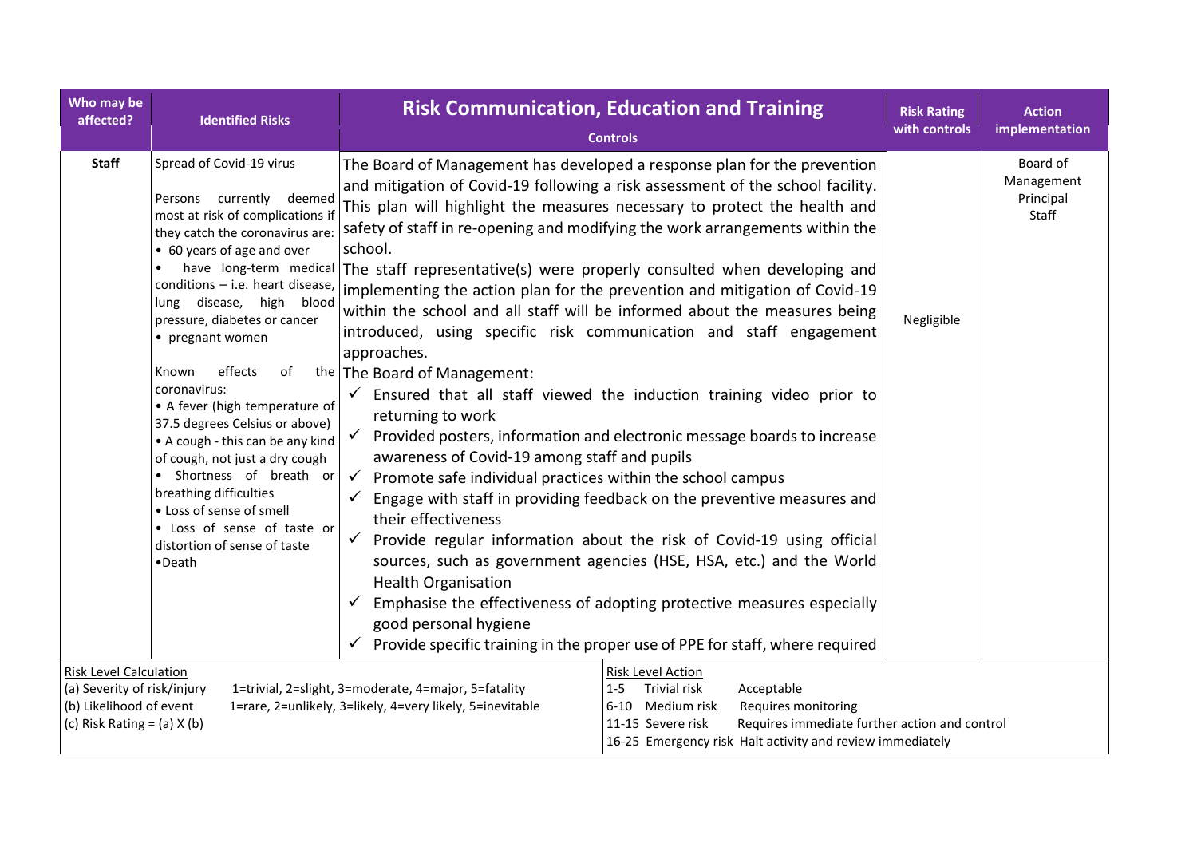| Who may be affected? | Identified Risks | Risk Communication, Education and Training<br>Controls | Risk Rating with controls | Action implementation |
|---|---|---|---|---|
| **Staff** | Spread of Covid-19 virus<br><br>Persons currently deemed most at risk of complications if they catch the coronavirus are:<br>• 60 years of age and over<br>• have long-term medical conditions – i.e. heart disease, lung disease, high blood pressure, diabetes or cancer<br>• pregnant women<br><br>Known effects of the coronavirus:<br>• A fever (high temperature of 37.5 degrees Celsius or above)<br>• A cough - this can be any kind of cough, not just a dry cough<br>• Shortness of breath or breathing difficulties<br>• Loss of sense of smell<br>• Loss of sense of taste or distortion of sense of taste<br>•Death | The Board of Management has developed a response plan for the prevention and mitigation of Covid-19 following a risk assessment of the school facility. This plan will highlight the measures necessary to protect the health and safety of staff in re-opening and modifying the work arrangements within the school.<br>The staff representative(s) were properly consulted when developing and implementing the action plan for the prevention and mitigation of Covid-19 within the school and all staff will be informed about the measures being introduced, using specific risk communication and staff engagement approaches.<br>The Board of Management:<br>✓ Ensured that all staff viewed the induction training video prior to returning to work<br>✓ Provided posters, information and electronic message boards to increase awareness of Covid-19 among staff and pupils<br>✓ Promote safe individual practices within the school campus<br>✓ Engage with staff in providing feedback on the preventive measures and their effectiveness<br>✓ Provide regular information about the risk of Covid-19 using official sources, such as government agencies (HSE, HSA, etc.) and the World Health Organisation<br>✓ Emphasise the effectiveness of adopting protective measures especially good personal hygiene<br>✓ Provide specific training in the proper use of PPE for staff, where required | Negligible | Board of Management<br>Principal<br>Staff |

Risk Level Calculation
(a) Severity of risk/injury 1=trivial, 2=slight, 3=moderate, 4=major, 5=fatality
(b) Likelihood of event 1=rare, 2=unlikely, 3=likely, 4=very likely, 5=inevitable
(c) Risk Rating = (a) X (b)

Risk Level Action
1-5 Trivial risk Acceptable
6-10 Medium risk Requires monitoring
11-15 Severe risk Requires immediate further action and control
16-25 Emergency risk Halt activity and review immediately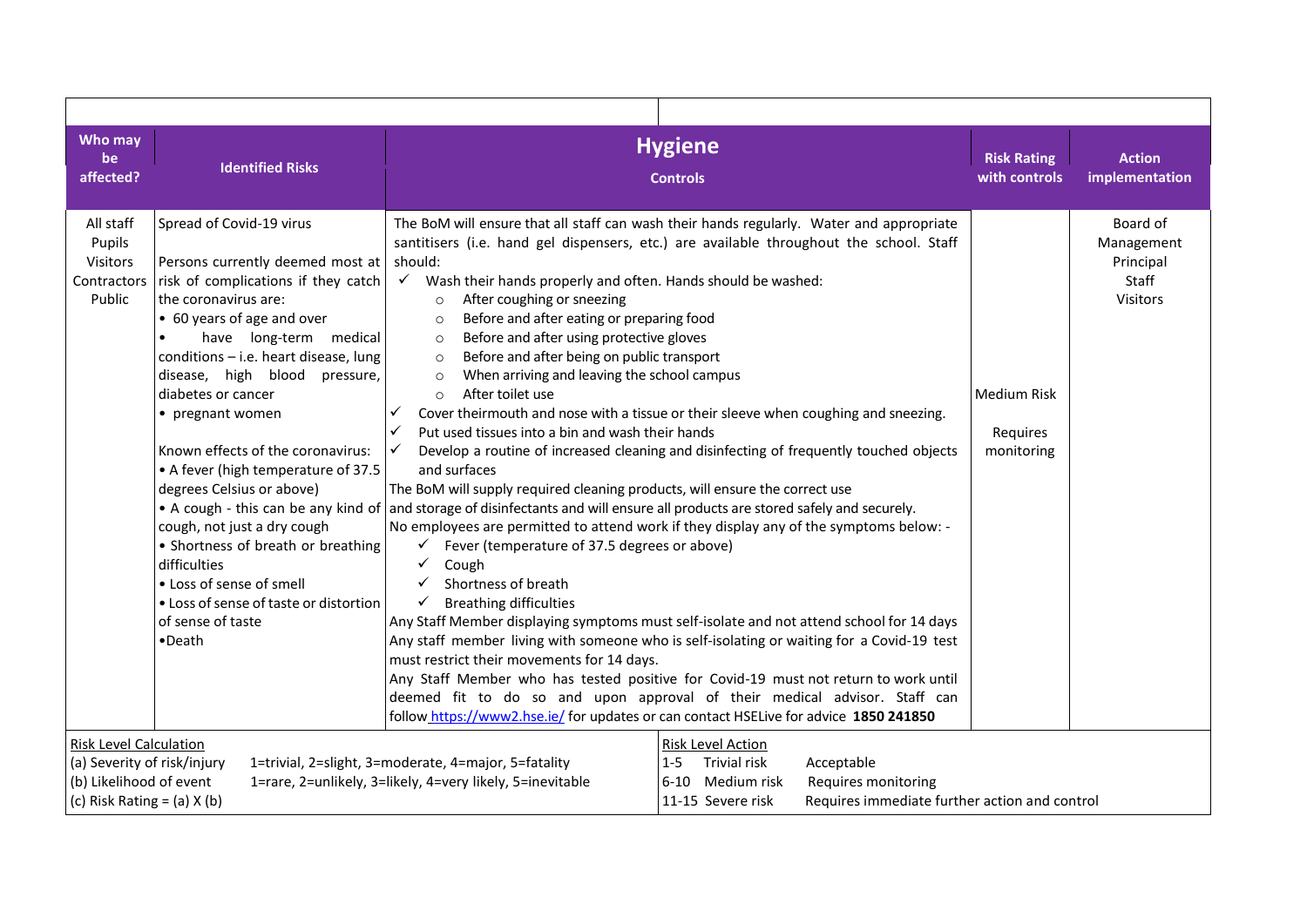| Who may be affected? | Identified Risks | **Hygiene** Controls | Risk Rating with controls | Action implementation |
|---|---|---|---|---|
| All staff<br>Pupils<br>Visitors<br>Contractors<br>Public | Spread of Covid-19 virus<br><br>Persons currently deemed most at risk of complications if they catch the coronavirus are:<br>• 60 years of age and over<br>• have long-term medical conditions – i.e. heart disease, lung disease, high blood pressure, diabetes or cancer<br>• pregnant women<br><br>Known effects of the coronavirus:<br>• A fever (high temperature of 37.5 degrees Celsius or above)<br>• A cough - this can be any kind of cough, not just a dry cough<br>• Shortness of breath or breathing difficulties<br>• Loss of sense of smell<br>• Loss of sense of taste or distortion of sense of taste<br>•Death | The BoM will ensure that all staff can wash their hands regularly. Water and appropriate santitisers (i.e. hand gel dispensers, etc.) are available throughout the school. Staff should:<br>✓ Wash their hands properly and often. Hands should be washed:<br>○ After coughing or sneezing<br>○ Before and after eating or preparing food<br>○ Before and after using protective gloves<br>○ Before and after being on public transport<br>○ When arriving and leaving the school campus<br>○ After toilet use<br>✓ Cover theirmouth and nose with a tissue or their sleeve when coughing and sneezing.<br>✓ Put used tissues into a bin and wash their hands<br>✓ Develop a routine of increased cleaning and disinfecting of frequently touched objects and surfaces<br>The BoM will supply required cleaning products, will ensure the correct use and storage of disinfectants and will ensure all products are stored safely and securely.<br>No employees are permitted to attend work if they display any of the symptoms below: -<br>✓ Fever (temperature of 37.5 degrees or above)<br>✓ Cough<br>✓ Shortness of breath<br>✓ Breathing difficulties<br>Any Staff Member displaying symptoms must self-isolate and not attend school for 14 days<br>Any staff member living with someone who is self-isolating or waiting for a Covid-19 test must restrict their movements for 14 days.<br>Any Staff Member who has tested positive for Covid-19 must not return to work until deemed fit to do so and upon approval of their medical advisor. Staff can follow [https://www2.hse.ie/](https://www2.hse.ie/) for updates or can contact HSELive for advice **1850 241850** | Medium Risk<br><br>Requires monitoring | Board of Management<br>Principal<br>Staff<br>Visitors |

| Risk Level Calculation | | Risk Level Action | | |
|---|---|---|---|---|
| (a) Severity of risk/injury | 1=trivial, 2=slight, 3=moderate, 4=major, 5=fatality | 1-5 | Trivial risk | Acceptable |
| (b) Likelihood of event | 1=rare, 2=unlikely, 3=likely, 4=very likely, 5=inevitable | 6-10 | Medium risk | Requires monitoring |
| (c) Risk Rating = (a) X (b) | | 11-15 | Severe risk | Requires immediate further action and control |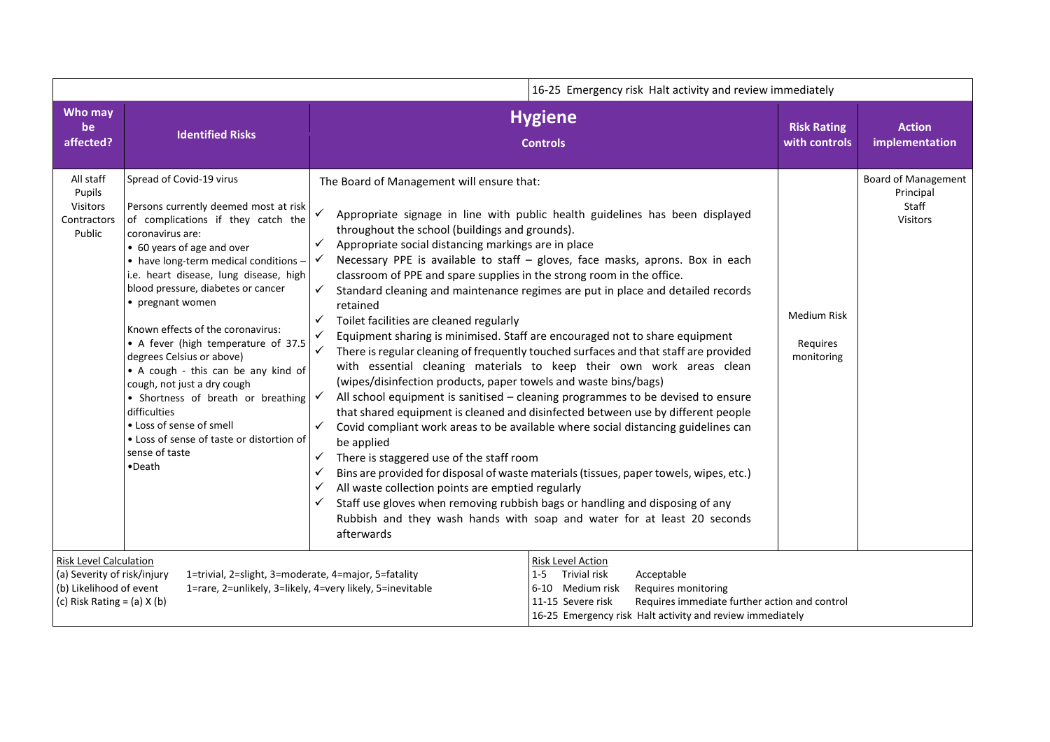| | | 16-25 Emergency risk Halt activity and review immediately | | |
|---|---|---|---|---|
| **Who may be affected?** | **Identified Risks** | **Hygiene**<br>**Controls** | **Risk Rating with controls** | **Action implementation** |
| All staff<br>Pupils<br>Visitors<br>Contractors<br>Public | Spread of Covid-19 virus<br><br>Persons currently deemed most at risk of complications if they catch the coronavirus are:<br>• 60 years of age and over<br>• have long-term medical conditions – i.e. heart disease, lung disease, high blood pressure, diabetes or cancer<br>• pregnant women<br><br>Known effects of the coronavirus:<br>• A fever (high temperature of 37.5 degrees Celsius or above)<br>• A cough - this can be any kind of cough, not just a dry cough<br>• Shortness of breath or breathing difficulties<br>• Loss of sense of smell<br>• Loss of sense of taste or distortion of sense of taste<br>•Death | The Board of Management will ensure that:<br><br>✓ Appropriate signage in line with public health guidelines has been displayed throughout the school (buildings and grounds).<br>✓ Appropriate social distancing markings are in place<br>✓ Necessary PPE is available to staff – gloves, face masks, aprons. Box in each classroom of PPE and spare supplies in the strong room in the office.<br>✓ Standard cleaning and maintenance regimes are put in place and detailed records retained<br>✓ Toilet facilities are cleaned regularly<br>✓ Equipment sharing is minimised. Staff are encouraged not to share equipment<br>✓ There is regular cleaning of frequently touched surfaces and that staff are provided with essential cleaning materials to keep their own work areas clean (wipes/disinfection products, paper towels and waste bins/bags)<br>✓ All school equipment is sanitised – cleaning programmes to be devised to ensure that shared equipment is cleaned and disinfected between use by different people<br>✓ Covid compliant work areas to be available where social distancing guidelines can be applied<br>✓ There is staggered use of the staff room<br>✓ Bins are provided for disposal of waste materials (tissues, paper towels, wipes, etc.)<br>✓ All waste collection points are emptied regularly<br>✓ Staff use gloves when removing rubbish bags or handling and disposing of any Rubbish and they wash hands with soap and water for at least 20 seconds afterwards | Medium Risk<br><br>Requires monitoring | Board of Management<br>Principal<br>Staff<br>Visitors |

| Risk Level Calculation | Risk Level Action |
|---|---|
| (a) Severity of risk/injury 1=trivial, 2=slight, 3=moderate, 4=major, 5=fatality<br>(b) Likelihood of event 1=rare, 2=unlikely, 3=likely, 4=very likely, 5=inevitable<br>(c) Risk Rating = (a) X (b) | 1-5 Trivial risk Acceptable<br>6-10 Medium risk Requires monitoring<br>11-15 Severe risk Requires immediate further action and control<br>16-25 Emergency risk Halt activity and review immediately |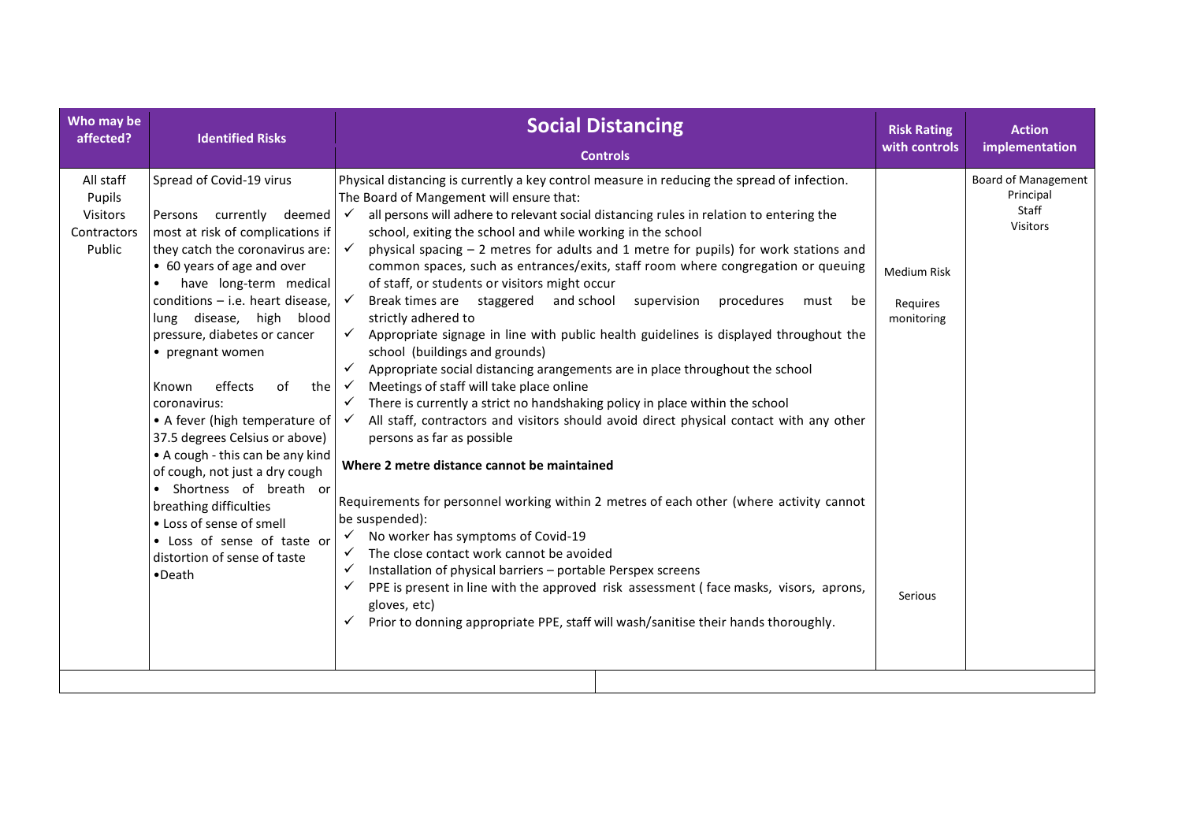| Who may be affected? | Identified Risks | Social Distancing<br>Controls | Risk Rating with controls | Action implementation |
|---|---|---|---|---|
| All staff<br>Pupils<br>Visitors<br>Contractors<br>Public | Spread of Covid-19 virus<br><br>Persons currently deemed most at risk of complications if they catch the coronavirus are:<br>• 60 years of age and over<br>• have long-term medical conditions – i.e. heart disease, lung disease, high blood pressure, diabetes or cancer<br>• pregnant women<br><br>Known effects of the coronavirus:<br>• A fever (high temperature of 37.5 degrees Celsius or above)<br>• A cough - this can be any kind of cough, not just a dry cough<br>• Shortness of breath or breathing difficulties<br>• Loss of sense of smell<br>• Loss of sense of taste or distortion of sense of taste<br>•Death | Physical distancing is currently a key control measure in reducing the spread of infection. The Board of Mangement will ensure that:<br>✓ all persons will adhere to relevant social distancing rules in relation to entering the school, exiting the school and while working in the school<br>✓ physical spacing – 2 metres for adults and 1 metre for pupils) for work stations and common spaces, such as entrances/exits, staff room where congregation or queuing of staff, or students or visitors might occur<br>✓ Break times are staggered and school supervision procedures must be strictly adhered to<br>✓ Appropriate signage in line with public health guidelines is displayed throughout the school (buildings and grounds)<br>✓ Appropriate social distancing arangements are in place throughout the school<br>✓ Meetings of staff will take place online<br>✓ There is currently a strict no handshaking policy in place within the school<br>✓ All staff, contractors and visitors should avoid direct physical contact with any other persons as far as possible<br><br>**Where 2 metre distance cannot be maintained**<br><br>Requirements for personnel working within 2 metres of each other (where activity cannot be suspended):<br>✓ No worker has symptoms of Covid-19<br>✓ The close contact work cannot be avoided<br>✓ Installation of physical barriers – portable Perspex screens<br>✓ PPE is present in line with the approved risk assessment ( face masks, visors, aprons, gloves, etc)<br>✓ Prior to donning appropriate PPE, staff will wash/sanitise their hands thoroughly. | Medium Risk<br><br>Requires monitoring<br><br><br><br>Serious | Board of Management<br>Principal<br>Staff<br>Visitors |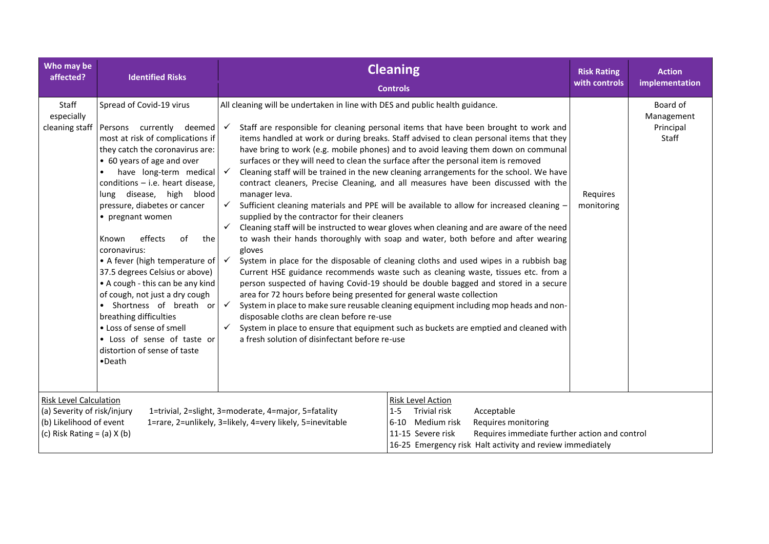| Who may be affected? | Identified Risks | **Cleaning**<br>Controls | Risk Rating with controls | Action implementation |
|---|---|---|---|---|
| Staff especially cleaning staff | Spread of Covid-19 virus<br><br>Persons currently deemed most at risk of complications if they catch the coronavirus are:<br>• 60 years of age and over<br>• have long-term medical conditions – i.e. heart disease, lung disease, high blood pressure, diabetes or cancer<br>• pregnant women<br><br>Known effects of the coronavirus:<br>• A fever (high temperature of 37.5 degrees Celsius or above)<br>• A cough - this can be any kind of cough, not just a dry cough<br>• Shortness of breath or breathing difficulties<br>• Loss of sense of smell<br>• Loss of sense of taste or distortion of sense of taste<br>•Death | All cleaning will be undertaken in line with DES and public health guidance.<br><br>✓ Staff are responsible for cleaning personal items that have been brought to work and items handled at work or during breaks. Staff advised to clean personal items that they have bring to work (e.g. mobile phones) and to avoid leaving them down on communal surfaces or they will need to clean the surface after the personal item is removed<br>✓ Cleaning staff will be trained in the new cleaning arrangements for the school. We have contract cleaners, Precise Cleaning, and all measures have been discussed with the manager Ieva.<br>✓ Sufficient cleaning materials and PPE will be available to allow for increased cleaning – supplied by the contractor for their cleaners<br>✓ Cleaning staff will be instructed to wear gloves when cleaning and are aware of the need to wash their hands thoroughly with soap and water, both before and after wearing gloves<br>✓ System in place for the disposable of cleaning cloths and used wipes in a rubbish bag Current HSE guidance recommends waste such as cleaning waste, tissues etc. from a person suspected of having Covid-19 should be double bagged and stored in a secure area for 72 hours before being presented for general waste collection<br>✓ System in place to make sure reusable cleaning equipment including mop heads and non-disposable cloths are clean before re-use<br>✓ System in place to ensure that equipment such as buckets are emptied and cleaned with a fresh solution of disinfectant before re-use | Requires monitoring | Board of Management<br>Principal<br>Staff |

| Risk Level Calculation | | Risk Level Action | |
|---|---|---|---|
| (a) Severity of risk/injury | 1=trivial, 2=slight, 3=moderate, 4=major, 5=fatality | 1-5 Trivial risk | Acceptable |
| (b) Likelihood of event | 1=rare, 2=unlikely, 3=likely, 4=very likely, 5=inevitable | 6-10 Medium risk | Requires monitoring |
| (c) Risk Rating = (a) X (b) | | 11-15 Severe risk | Requires immediate further action and control |
| | | 16-25 Emergency risk | Halt activity and review immediately |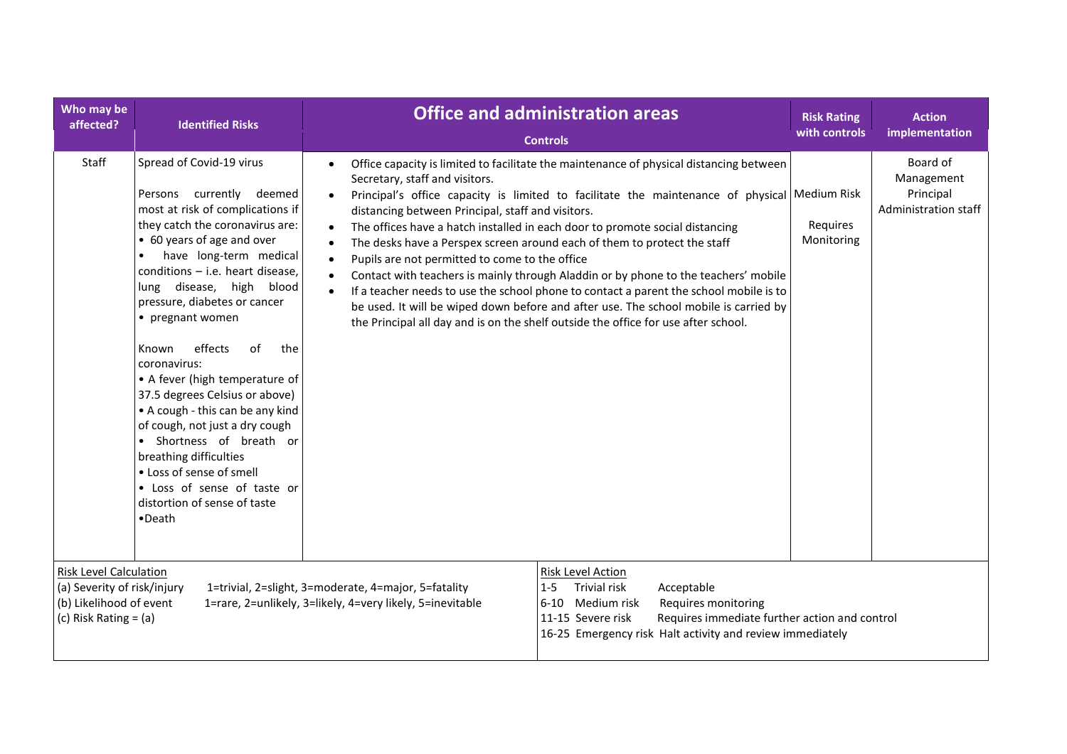| Who may be affected? | Identified Risks | Office and administration areas<br>Controls | Risk Rating with controls | Action implementation |
|---|---|---|---|---|
| Staff | Spread of Covid-19 virus<br><br>Persons currently deemed most at risk of complications if they catch the coronavirus are:<br>• 60 years of age and over<br>• have long-term medical conditions – i.e. heart disease, lung disease, high blood pressure, diabetes or cancer<br>• pregnant women<br><br>Known effects of the coronavirus:<br>• A fever (high temperature of 37.5 degrees Celsius or above)<br>• A cough - this can be any kind of cough, not just a dry cough<br>• Shortness of breath or breathing difficulties<br>• Loss of sense of smell<br>• Loss of sense of taste or distortion of sense of taste<br>•Death | • Office capacity is limited to facilitate the maintenance of physical distancing between Secretary, staff and visitors.<br>• Principal's office capacity is limited to facilitate the maintenance of physical distancing between Principal, staff and visitors.<br>• The offices have a hatch installed in each door to promote social distancing<br>• The desks have a Perspex screen around each of them to protect the staff<br>• Pupils are not permitted to come to the office<br>• Contact with teachers is mainly through Aladdin or by phone to the teachers' mobile<br>• If a teacher needs to use the school phone to contact a parent the school mobile is to be used. It will be wiped down before and after use. The school mobile is carried by the Principal all day and is on the shelf outside the office for use after school. | Medium Risk<br><br>Requires Monitoring | Board of Management<br>Principal<br>Administration staff |

| Risk Level Calculation | | Risk Level Action | | |
|---|---|---|---|---|
| (a) Severity of risk/injury | 1=trivial, 2=slight, 3=moderate, 4=major, 5=fatality | 1-5 | Trivial risk | Acceptable |
| (b) Likelihood of event | 1=rare, 2=unlikely, 3=likely, 4=very likely, 5=inevitable | 6-10 | Medium risk | Requires monitoring |
| (c) Risk Rating = (a) | | 11-15 | Severe risk | Requires immediate further action and control |
| | | 16-25 | Emergency risk | Halt activity and review immediately |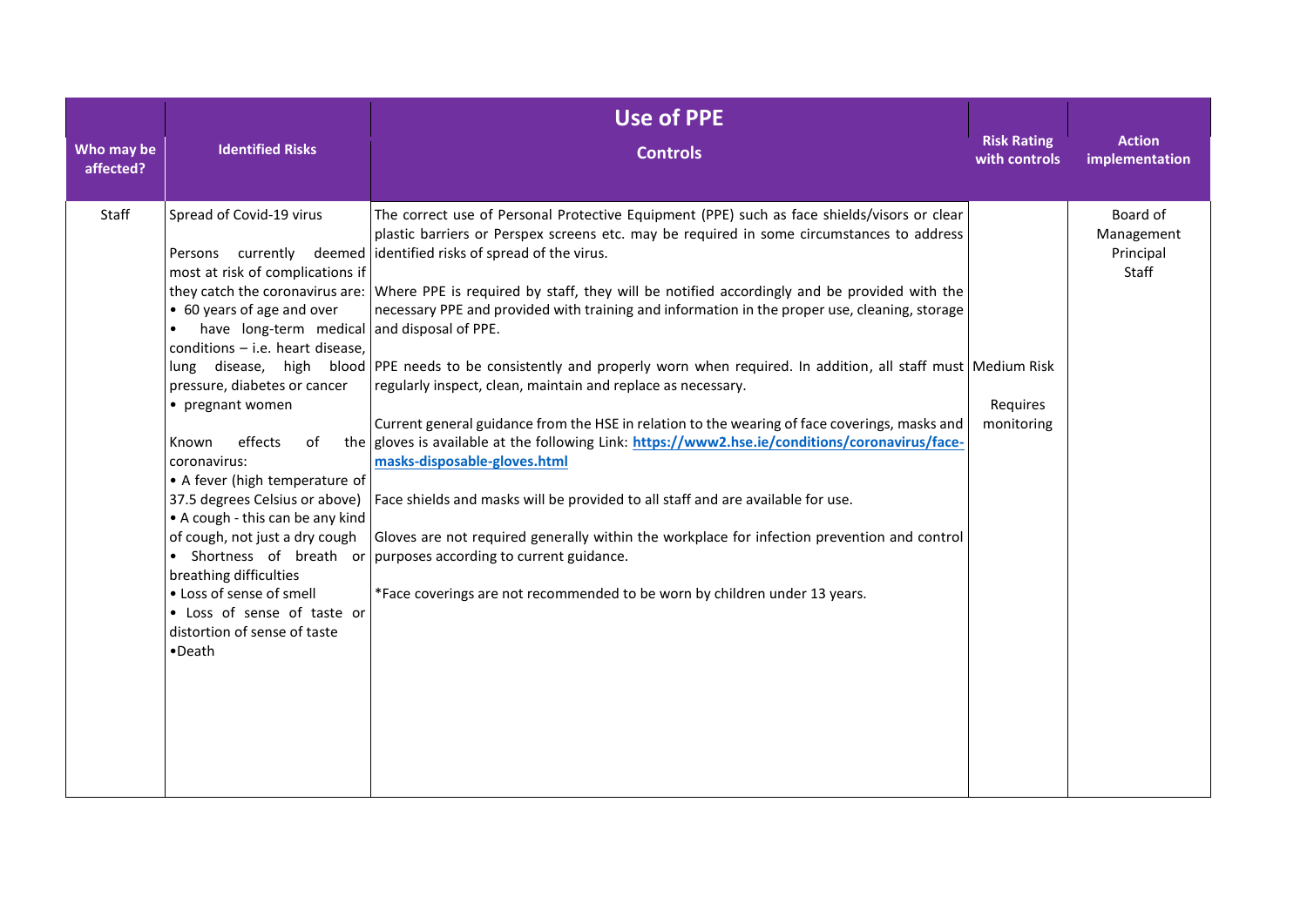| Who may be affected? | Identified Risks | Use of PPE<br>Controls | Risk Rating with controls | Action implementation |
|---|---|---|---|---|
| Staff | Spread of Covid-19 virus<br><br>Persons currently deemed most at risk of complications if they catch the coronavirus are:<br>• 60 years of age and over<br>• have long-term medical conditions – i.e. heart disease, lung disease, high blood pressure, diabetes or cancer<br>• pregnant women<br><br>Known effects of the coronavirus:<br>• A fever (high temperature of 37.5 degrees Celsius or above)<br>• A cough - this can be any kind of cough, not just a dry cough<br>• Shortness of breath or breathing difficulties<br>• Loss of sense of smell<br>• Loss of sense of taste or distortion of sense of taste<br>•Death | The correct use of Personal Protective Equipment (PPE) such as face shields/visors or clear plastic barriers or Perspex screens etc. may be required in some circumstances to address identified risks of spread of the virus.<br><br>Where PPE is required by staff, they will be notified accordingly and be provided with the necessary PPE and provided with training and information in the proper use, cleaning, storage and disposal of PPE.<br><br>PPE needs to be consistently and properly worn when required. In addition, all staff must regularly inspect, clean, maintain and replace as necessary.<br><br>Current general guidance from the HSE in relation to the wearing of face coverings, masks and gloves is available at the following Link: **https://www2.hse.ie/conditions/coronavirus/face-masks-disposable-gloves.html**<br><br>Face shields and masks will be provided to all staff and are available for use.<br><br>Gloves are not required generally within the workplace for infection prevention and control purposes according to current guidance.<br><br>*Face coverings are not recommended to be worn by children under 13 years. | Medium Risk<br><br>Requires monitoring | Board of Management<br>Principal<br>Staff |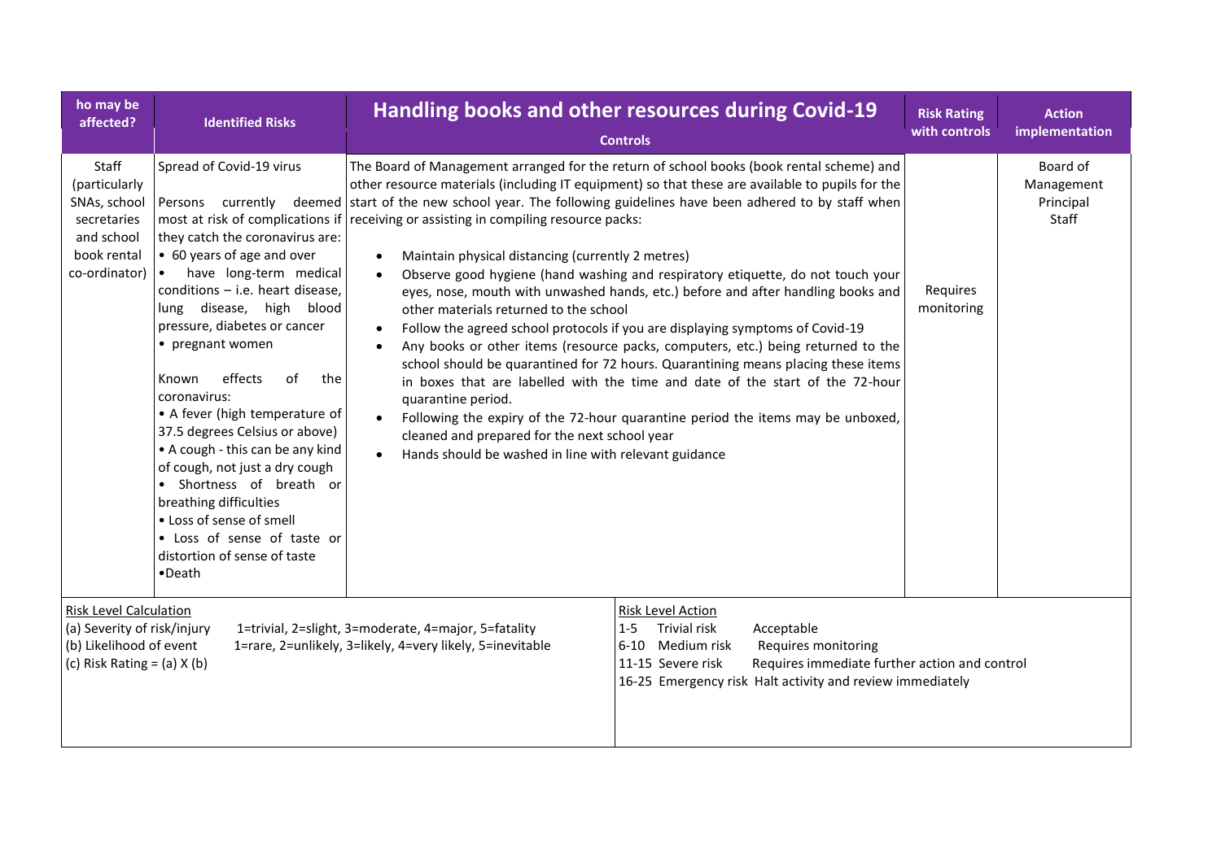| ho may be affected? | Identified Risks | Handling books and other resources during Covid-19<br><br>Controls | Risk Rating with controls | Action implementation |
|---|---|---|---|---|
| Staff (particularly SNAs, school secretaries and school book rental co-ordinator) | Spread of Covid-19 virus<br><br>Persons currently deemed most at risk of complications if they catch the coronavirus are:<br>• 60 years of age and over<br>• have long-term medical conditions – i.e. heart disease, lung disease, high blood pressure, diabetes or cancer<br>• pregnant women<br><br>Known effects of the coronavirus:<br>• A fever (high temperature of 37.5 degrees Celsius or above)<br>• A cough - this can be any kind of cough, not just a dry cough<br>• Shortness of breath or breathing difficulties<br>• Loss of sense of smell<br>• Loss of sense of taste or distortion of sense of taste<br>•Death | The Board of Management arranged for the return of school books (book rental scheme) and other resource materials (including IT equipment) so that these are available to pupils for the start of the new school year. The following guidelines have been adhered to by staff when receiving or assisting in compiling resource packs:<br><br>• Maintain physical distancing (currently 2 metres)<br>• Observe good hygiene (hand washing and respiratory etiquette, do not touch your eyes, nose, mouth with unwashed hands, etc.) before and after handling books and other materials returned to the school<br>• Follow the agreed school protocols if you are displaying symptoms of Covid-19<br>• Any books or other items (resource packs, computers, etc.) being returned to the school should be quarantined for 72 hours. Quarantining means placing these items in boxes that are labelled with the time and date of the start of the 72-hour quarantine period.<br>• Following the expiry of the 72-hour quarantine period the items may be unboxed, cleaned and prepared for the next school year<br>• Hands should be washed in line with relevant guidance | Requires monitoring | Board of Management<br>Principal<br>Staff |

| Risk Level Calculation | | Risk Level Action | | |
|---|---|---|---|---|
| (a) Severity of risk/injury | 1=trivial, 2=slight, 3=moderate, 4=major, 5=fatality | 1-5 | Trivial risk | Acceptable |
| (b) Likelihood of event | 1=rare, 2=unlikely, 3=likely, 4=very likely, 5=inevitable | 6-10 | Medium risk | Requires monitoring |
| (c) Risk Rating = (a) X (b) | | 11-15 | Severe risk | Requires immediate further action and control |
| | | 16-25 | Emergency risk | Halt activity and review immediately |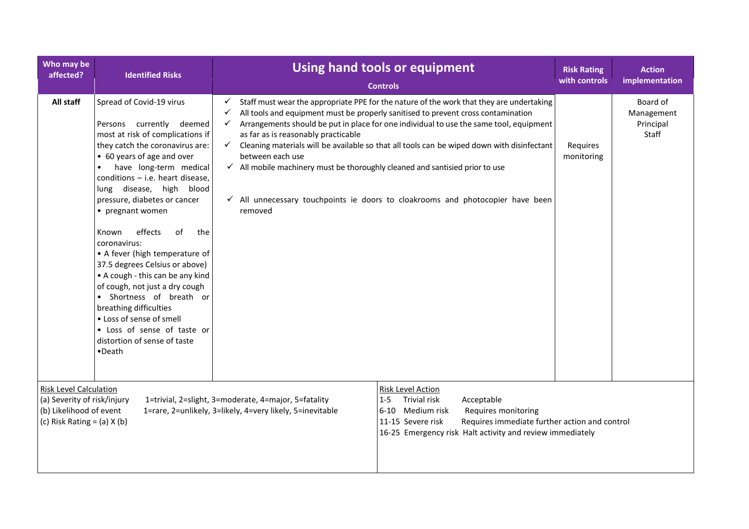| Who may be affected? | Identified Risks | Using hand tools or equipment<br><br>Controls | Risk Rating with controls | Action implementation |
|---|---|---|---|---|
| **All staff** | Spread of Covid-19 virus<br><br>Persons currently deemed most at risk of complications if they catch the coronavirus are:<br>• 60 years of age and over<br>• have long-term medical conditions – i.e. heart disease, lung disease, high blood pressure, diabetes or cancer<br>• pregnant women<br><br>Known effects of the coronavirus:<br>• A fever (high temperature of 37.5 degrees Celsius or above)<br>• A cough - this can be any kind of cough, not just a dry cough<br>• Shortness of breath or breathing difficulties<br>• Loss of sense of smell<br>• Loss of sense of taste or distortion of sense of taste<br>•Death | ✓ Staff must wear the appropriate PPE for the nature of the work that they are undertaking<br>✓ All tools and equipment must be properly sanitised to prevent cross contamination<br>✓ Arrangements should be put in place for one individual to use the same tool, equipment as far as is reasonably practicable<br>✓ Cleaning materials will be available so that all tools can be wiped down with disinfectant between each use<br>✓ All mobile machinery must be thoroughly cleaned and santisied prior to use<br><br>✓ All unnecessary touchpoints ie doors to cloakrooms and photocopier have been removed | Requires monitoring | Board of Management<br>Principal<br>Staff |

**Risk Level Calculation**

- (a) Severity of risk/injury — 1=trivial, 2=slight, 3=moderate, 4=major, 5=fatality
- (b) Likelihood of event — 1=rare, 2=unlikely, 3=likely, 4=very likely, 5=inevitable
- (c) Risk Rating = (a) X (b)

**Risk Level Action**

| Range | Risk | Action |
|---|---|---|
| 1-5 | Trivial risk | Acceptable |
| 6-10 | Medium risk | Requires monitoring |
| 11-15 | Severe risk | Requires immediate further action and control |
| 16-25 | Emergency risk | Halt activity and review immediately |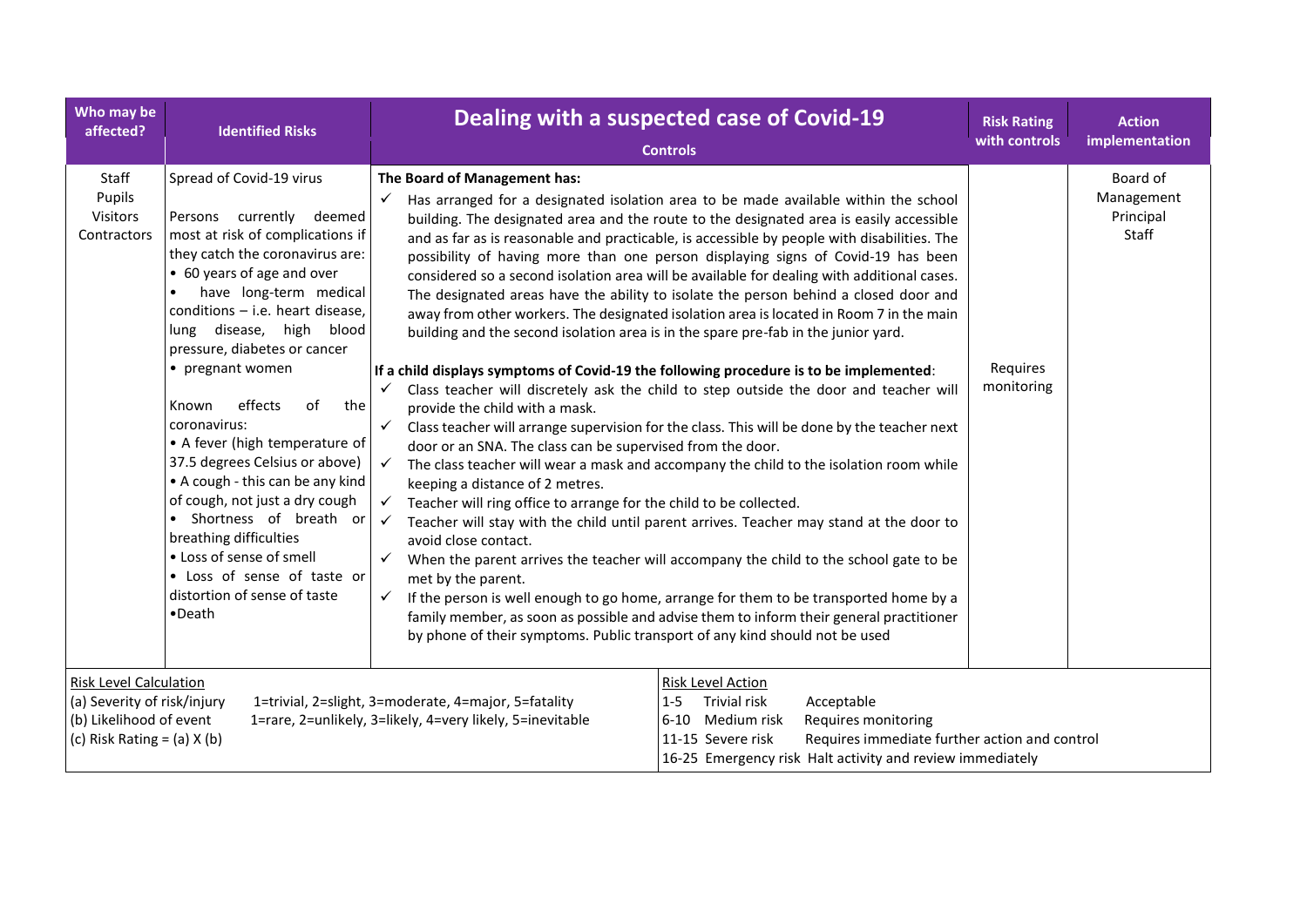| Who may be affected? | Identified Risks | Dealing with a suspected case of Covid-19<br><br>Controls | Risk Rating with controls | Action implementation |
|---|---|---|---|---|
| Staff<br>Pupils<br>Visitors<br>Contractors | Spread of Covid-19 virus<br><br>Persons currently deemed most at risk of complications if they catch the coronavirus are:<br>• 60 years of age and over<br>• have long-term medical conditions – i.e. heart disease, lung disease, high blood pressure, diabetes or cancer<br>• pregnant women<br><br>Known effects of the coronavirus:<br>• A fever (high temperature of 37.5 degrees Celsius or above)<br>• A cough - this can be any kind of cough, not just a dry cough<br>• Shortness of breath or breathing difficulties<br>• Loss of sense of smell<br>• Loss of sense of taste or distortion of sense of taste<br>•Death | **The Board of Management has:**<br>✓ Has arranged for a designated isolation area to be made available within the school building. The designated area and the route to the designated area is easily accessible and as far as is reasonable and practicable, is accessible by people with disabilities. The possibility of having more than one person displaying signs of Covid-19 has been considered so a second isolation area will be available for dealing with additional cases. The designated areas have the ability to isolate the person behind a closed door and away from other workers. The designated isolation area is located in Room 7 in the main building and the second isolation area is in the spare pre-fab in the junior yard.<br><br>**If a child displays symptoms of Covid-19 the following procedure is to be implemented**:<br>✓ Class teacher will discretely ask the child to step outside the door and teacher will provide the child with a mask.<br>✓ Class teacher will arrange supervision for the class. This will be done by the teacher next door or an SNA. The class can be supervised from the door.<br>✓ The class teacher will wear a mask and accompany the child to the isolation room while keeping a distance of 2 metres.<br>✓ Teacher will ring office to arrange for the child to be collected.<br>✓ Teacher will stay with the child until parent arrives. Teacher may stand at the door to avoid close contact.<br>✓ When the parent arrives the teacher will accompany the child to the school gate to be met by the parent.<br>✓ If the person is well enough to go home, arrange for them to be transported home by a family member, as soon as possible and advise them to inform their general practitioner by phone of their symptoms. Public transport of any kind should not be used | Requires monitoring | Board of Management<br>Principal<br>Staff |

| Risk Level Calculation | | Risk Level Action | | |
|---|---|---|---|---|
| (a) Severity of risk/injury | 1=trivial, 2=slight, 3=moderate, 4=major, 5=fatality | 1-5 | Trivial risk | Acceptable |
| (b) Likelihood of event | 1=rare, 2=unlikely, 3=likely, 4=very likely, 5=inevitable | 6-10 | Medium risk | Requires monitoring |
| (c) Risk Rating = (a) X (b) | | 11-15 | Severe risk | Requires immediate further action and control |
| | | 16-25 | Emergency risk | Halt activity and review immediately |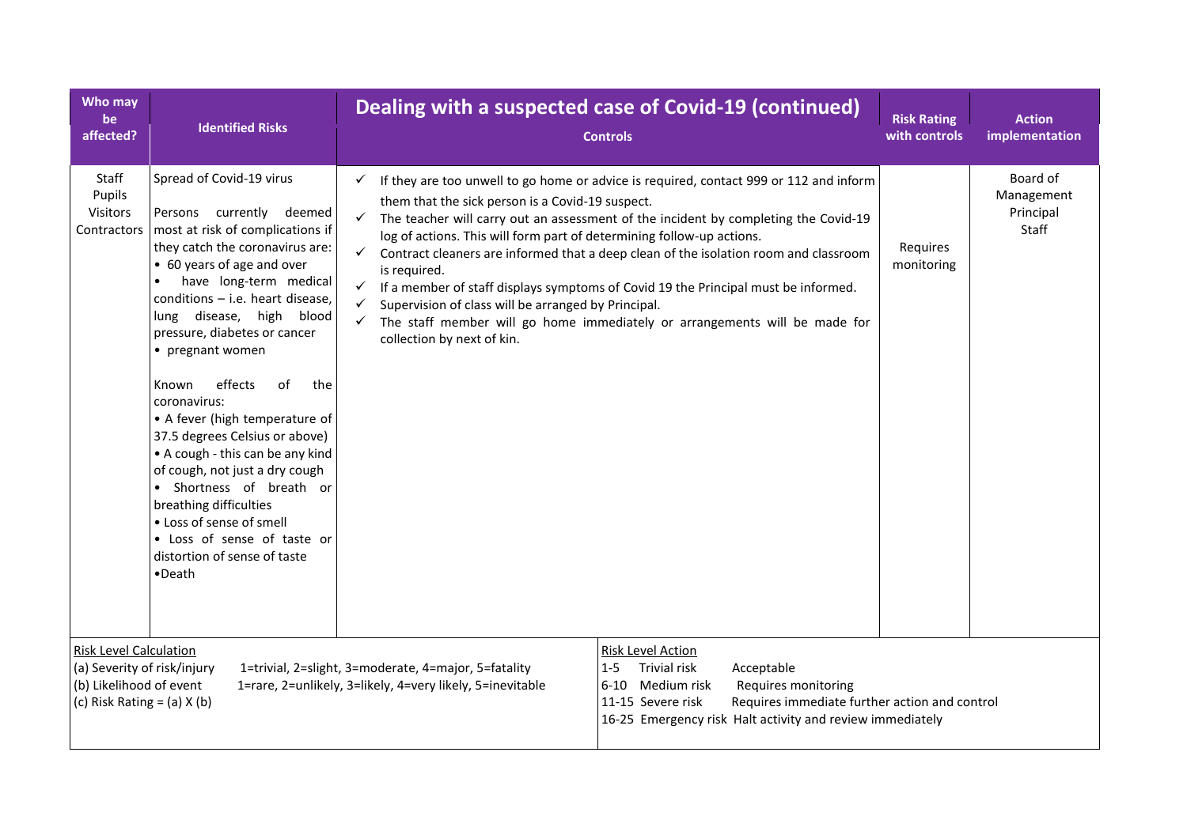| Who may be affected? | Identified Risks | Dealing with a suspected case of Covid-19 (continued)<br>Controls | Risk Rating with controls | Action implementation |
|---|---|---|---|---|
| Staff<br>Pupils<br>Visitors<br>Contractors | Spread of Covid-19 virus<br><br>Persons currently deemed most at risk of complications if they catch the coronavirus are:<br>• 60 years of age and over<br>• have long-term medical conditions – i.e. heart disease, lung disease, high blood pressure, diabetes or cancer<br>• pregnant women<br><br>Known effects of the coronavirus:<br>• A fever (high temperature of 37.5 degrees Celsius or above)<br>• A cough - this can be any kind of cough, not just a dry cough<br>• Shortness of breath or breathing difficulties<br>• Loss of sense of smell<br>• Loss of sense of taste or distortion of sense of taste<br>•Death | ✓ If they are too unwell to go home or advice is required, contact 999 or 112 and inform them that the sick person is a Covid-19 suspect.<br>✓ The teacher will carry out an assessment of the incident by completing the Covid-19 log of actions. This will form part of determining follow-up actions.<br>✓ Contract cleaners are informed that a deep clean of the isolation room and classroom is required.<br>✓ If a member of staff displays symptoms of Covid 19 the Principal must be informed.<br>✓ Supervision of class will be arranged by Principal.<br>✓ The staff member will go home immediately or arrangements will be made for collection by next of kin. | Requires monitoring | Board of Management<br>Principal<br>Staff |

| Risk Level Calculation | | Risk Level Action | | |
|---|---|---|---|---|
| (a) Severity of risk/injury | 1=trivial, 2=slight, 3=moderate, 4=major, 5=fatality | 1-5 | Trivial risk | Acceptable |
| (b) Likelihood of event | 1=rare, 2=unlikely, 3=likely, 4=very likely, 5=inevitable | 6-10 | Medium risk | Requires monitoring |
| (c) Risk Rating = (a) X (b) | | 11-15 | Severe risk | Requires immediate further action and control |
| | | 16-25 | Emergency risk | Halt activity and review immediately |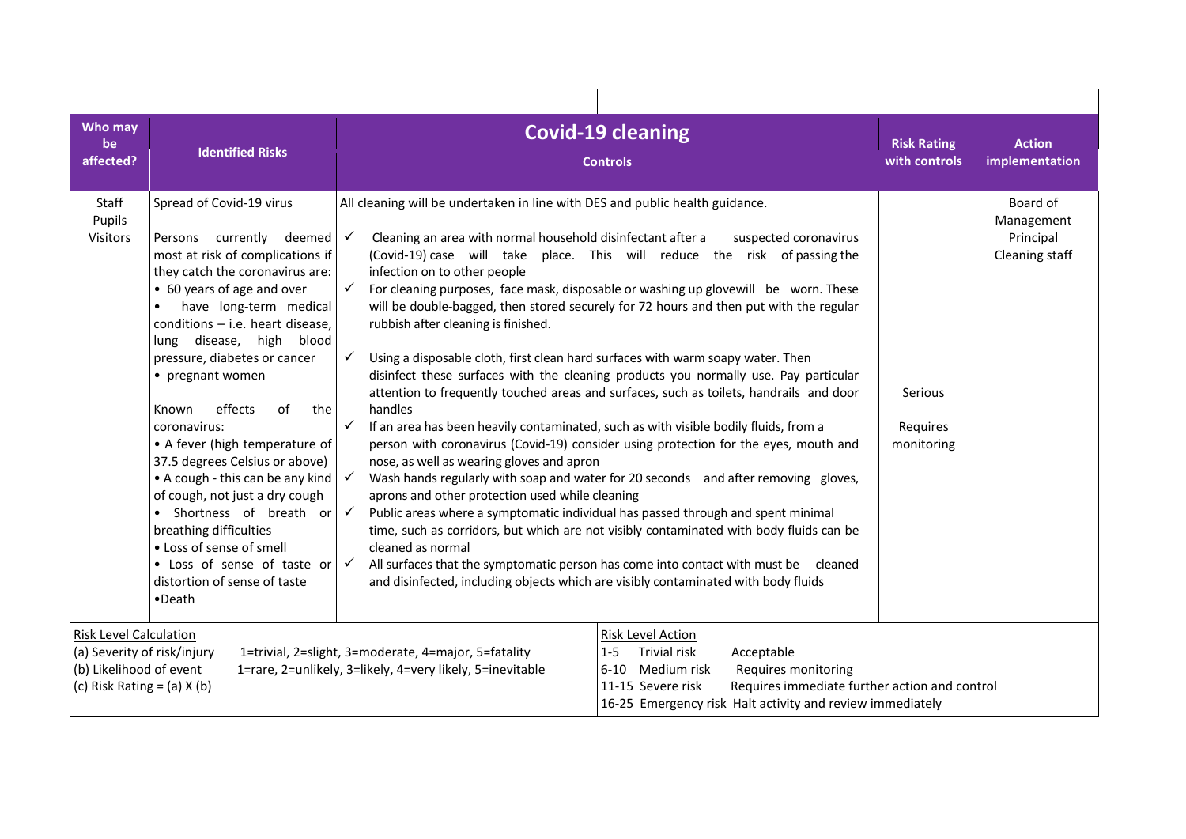| Who may be affected? | Identified Risks | Covid-19 cleaning<br>Controls | Risk Rating with controls | Action implementation |
|---|---|---|---|---|
| Staff<br>Pupils<br>Visitors | Spread of Covid-19 virus<br><br>Persons currently deemed most at risk of complications if they catch the coronavirus are:<br>• 60 years of age and over<br>• have long-term medical conditions – i.e. heart disease, lung disease, high blood pressure, diabetes or cancer<br>• pregnant women<br><br>Known effects of the coronavirus:<br>• A fever (high temperature of 37.5 degrees Celsius or above)<br>• A cough - this can be any kind of cough, not just a dry cough<br>• Shortness of breath or breathing difficulties<br>• Loss of sense of smell<br>• Loss of sense of taste or distortion of sense of taste<br>•Death | All cleaning will be undertaken in line with DES and public health guidance.<br><br>✓ Cleaning an area with normal household disinfectant after a suspected coronavirus (Covid-19) case will take place. This will reduce the risk of passing the infection on to other people<br>✓ For cleaning purposes, face mask, disposable or washing up glovewill be worn. These will be double-bagged, then stored securely for 72 hours and then put with the regular rubbish after cleaning is finished.<br>✓ Using a disposable cloth, first clean hard surfaces with warm soapy water. Then disinfect these surfaces with the cleaning products you normally use. Pay particular attention to frequently touched areas and surfaces, such as toilets, handrails and door handles<br>✓ If an area has been heavily contaminated, such as with visible bodily fluids, from a person with coronavirus (Covid-19) consider using protection for the eyes, mouth and nose, as well as wearing gloves and apron<br>✓ Wash hands regularly with soap and water for 20 seconds and after removing gloves, aprons and other protection used while cleaning<br>✓ Public areas where a symptomatic individual has passed through and spent minimal time, such as corridors, but which are not visibly contaminated with body fluids can be cleaned as normal<br>✓ All surfaces that the symptomatic person has come into contact with must be cleaned and disinfected, including objects which are visibly contaminated with body fluids | Serious<br><br>Requires monitoring | Board of Management<br>Principal<br>Cleaning staff |

**Risk Level Calculation**
(a) Severity of risk/injury 1=trivial, 2=slight, 3=moderate, 4=major, 5=fatality
(b) Likelihood of event 1=rare, 2=unlikely, 3=likely, 4=very likely, 5=inevitable
(c) Risk Rating = (a) X (b)

**Risk Level Action**
1-5 Trivial risk Acceptable
6-10 Medium risk Requires monitoring
11-15 Severe risk Requires immediate further action and control
16-25 Emergency risk Halt activity and review immediately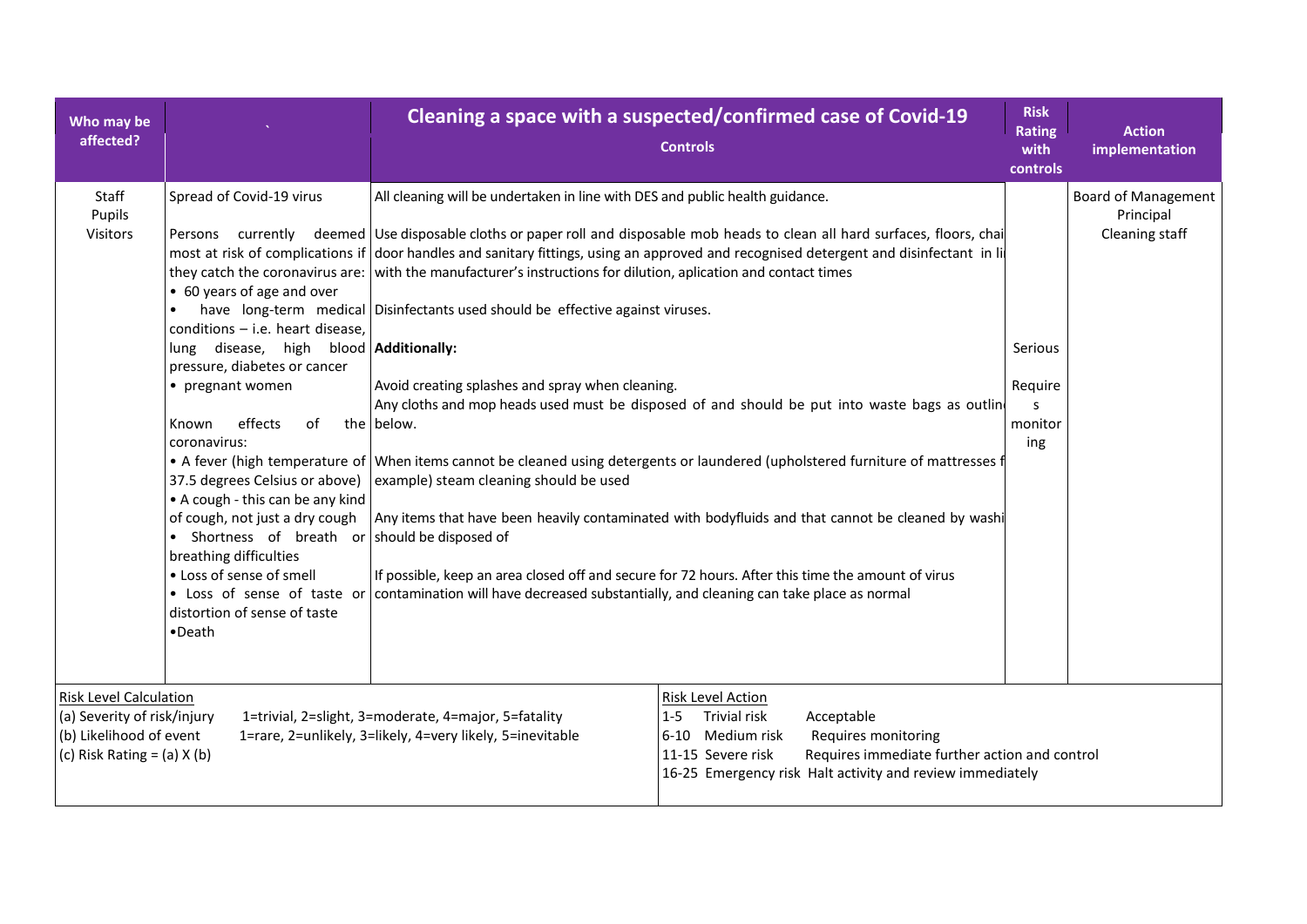| Who may be affected? | ` | Cleaning a space with a suspected/confirmed case of Covid-19<br>Controls | Risk Rating with controls | Action implementation |
|---|---|---|---|---|
| Staff<br>Pupils<br>Visitors | Spread of Covid-19 virus<br><br>Persons currently deemed most at risk of complications if they catch the coronavirus are:<br>• 60 years of age and over<br>• have long-term medical conditions – i.e. heart disease, lung disease, high blood pressure, diabetes or cancer<br>• pregnant women<br><br>Known effects of the coronavirus:<br>• A fever (high temperature of 37.5 degrees Celsius or above)<br>• A cough - this can be any kind of cough, not just a dry cough<br>• Shortness of breath or breathing difficulties<br>• Loss of sense of smell<br>• Loss of sense of taste or distortion of sense of taste<br>•Death | All cleaning will be undertaken in line with DES and public health guidance.<br><br>Use disposable cloths or paper roll and disposable mob heads to clean all hard surfaces, floors, chai door handles and sanitary fittings, using an approved and recognised detergent and disinfectant in li with the manufacturer's instructions for dilution, aplication and contact times<br><br>Disinfectants used should be effective against viruses.<br><br>**Additionally:**<br><br>Avoid creating splashes and spray when cleaning.<br>Any cloths and mop heads used must be disposed of and should be put into waste bags as outlin below.<br><br>When items cannot be cleaned using detergents or laundered (upholstered furniture of mattresses f example) steam cleaning should be used<br><br>Any items that have been heavily contaminated with bodyfluids and that cannot be cleaned by washi should be disposed of<br><br>If possible, keep an area closed off and secure for 72 hours. After this time the amount of virus contamination will have decreased substantially, and cleaning can take place as normal | Serious<br><br>Requires monitoring | Board of Management<br>Principal<br>Cleaning staff |

| Risk Level Calculation | | Risk Level Action | | |
|---|---|---|---|---|
| (a) Severity of risk/injury | 1=trivial, 2=slight, 3=moderate, 4=major, 5=fatality | 1-5 | Trivial risk | Acceptable |
| (b) Likelihood of event | 1=rare, 2=unlikely, 3=likely, 4=very likely, 5=inevitable | 6-10 | Medium risk | Requires monitoring |
| (c) Risk Rating = (a) X (b) | | 11-15 | Severe risk | Requires immediate further action and control |
| | | 16-25 | Emergency risk | Halt activity and review immediately |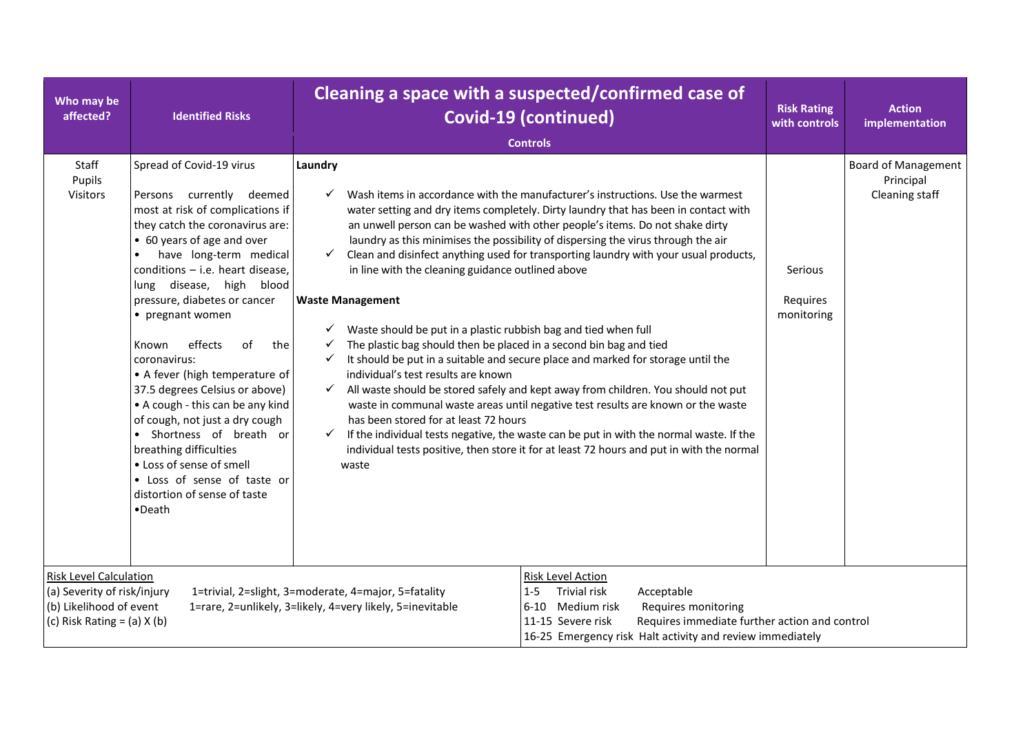| Who may be affected? | Identified Risks | Cleaning a space with a suspected/confirmed case of Covid-19 (continued)<br><br>Controls | Risk Rating with controls | Action implementation |
|---|---|---|---|---|
| Staff<br>Pupils<br>Visitors | Spread of Covid-19 virus<br><br>Persons currently deemed most at risk of complications if they catch the coronavirus are:<br>• 60 years of age and over<br>• have long-term medical conditions – i.e. heart disease, lung disease, high blood pressure, diabetes or cancer<br>• pregnant women<br><br>Known effects of the coronavirus:<br>• A fever (high temperature of 37.5 degrees Celsius or above)<br>• A cough - this can be any kind of cough, not just a dry cough<br>• Shortness of breath or breathing difficulties<br>• Loss of sense of smell<br>• Loss of sense of taste or distortion of sense of taste<br>•Death | **Laundry**<br><br>✓ Wash items in accordance with the manufacturer's instructions. Use the warmest water setting and dry items completely. Dirty laundry that has been in contact with an unwell person can be washed with other people's items. Do not shake dirty laundry as this minimises the possibility of dispersing the virus through the air<br>✓ Clean and disinfect anything used for transporting laundry with your usual products, in line with the cleaning guidance outlined above<br><br>**Waste Management**<br><br>✓ Waste should be put in a plastic rubbish bag and tied when full<br>✓ The plastic bag should then be placed in a second bin bag and tied<br>✓ It should be put in a suitable and secure place and marked for storage until the individual's test results are known<br>✓ All waste should be stored safely and kept away from children. You should not put waste in communal waste areas until negative test results are known or the waste has been stored for at least 72 hours<br>✓ If the individual tests negative, the waste can be put in with the normal waste. If the individual tests positive, then store it for at least 72 hours and put in with the normal waste | Serious<br><br>Requires monitoring | Board of Management<br>Principal<br>Cleaning staff |

Risk Level Calculation
(a) Severity of risk/injury 1=trivial, 2=slight, 3=moderate, 4=major, 5=fatality
(b) Likelihood of event 1=rare, 2=unlikely, 3=likely, 4=very likely, 5=inevitable
(c) Risk Rating = (a) X (b)

Risk Level Action
1-5 Trivial risk Acceptable
6-10 Medium risk Requires monitoring
11-15 Severe risk Requires immediate further action and control
16-25 Emergency risk Halt activity and review immediately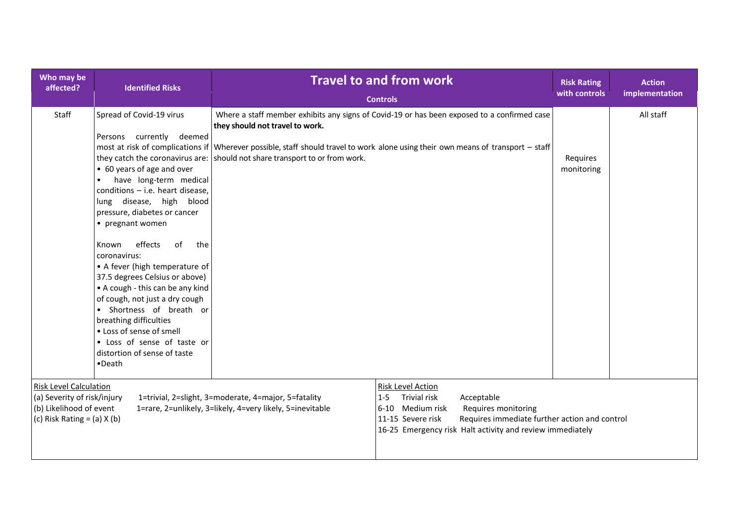| Who may be affected? | Identified Risks | Travel to and from work<br><br>**Controls** | Risk Rating with controls | Action implementation |
|---|---|---|---|---|
| Staff | Spread of Covid-19 virus<br><br>Persons currently deemed most at risk of complications if they catch the coronavirus are:<br>• 60 years of age and over<br>• have long-term medical conditions – i.e. heart disease, lung disease, high blood pressure, diabetes or cancer<br>• pregnant women<br><br>Known effects of the coronavirus:<br>• A fever (high temperature of 37.5 degrees Celsius or above)<br>• A cough - this can be any kind of cough, not just a dry cough<br>• Shortness of breath or breathing difficulties<br>• Loss of sense of smell<br>• Loss of sense of taste or distortion of sense of taste<br>•Death | Where a staff member exhibits any signs of Covid-19 or has been exposed to a confirmed case **they should not travel to work.**<br><br>Wherever possible, staff should travel to work alone using their own means of transport – staff should not share transport to or from work. | Requires monitoring | All staff |

<u>Risk Level Calculation</u>
(a) Severity of risk/injury 1=trivial, 2=slight, 3=moderate, 4=major, 5=fatality
(b) Likelihood of event 1=rare, 2=unlikely, 3=likely, 4=very likely, 5=inevitable
(c) Risk Rating = (a) X (b)

<u>Risk Level Action</u>

| Range | Level | Action |
|---|---|---|
| 1-5 | Trivial risk | Acceptable |
| 6-10 | Medium risk | Requires monitoring |
| 11-15 | Severe risk | Requires immediate further action and control |
| 16-25 | Emergency risk | Halt activity and review immediately |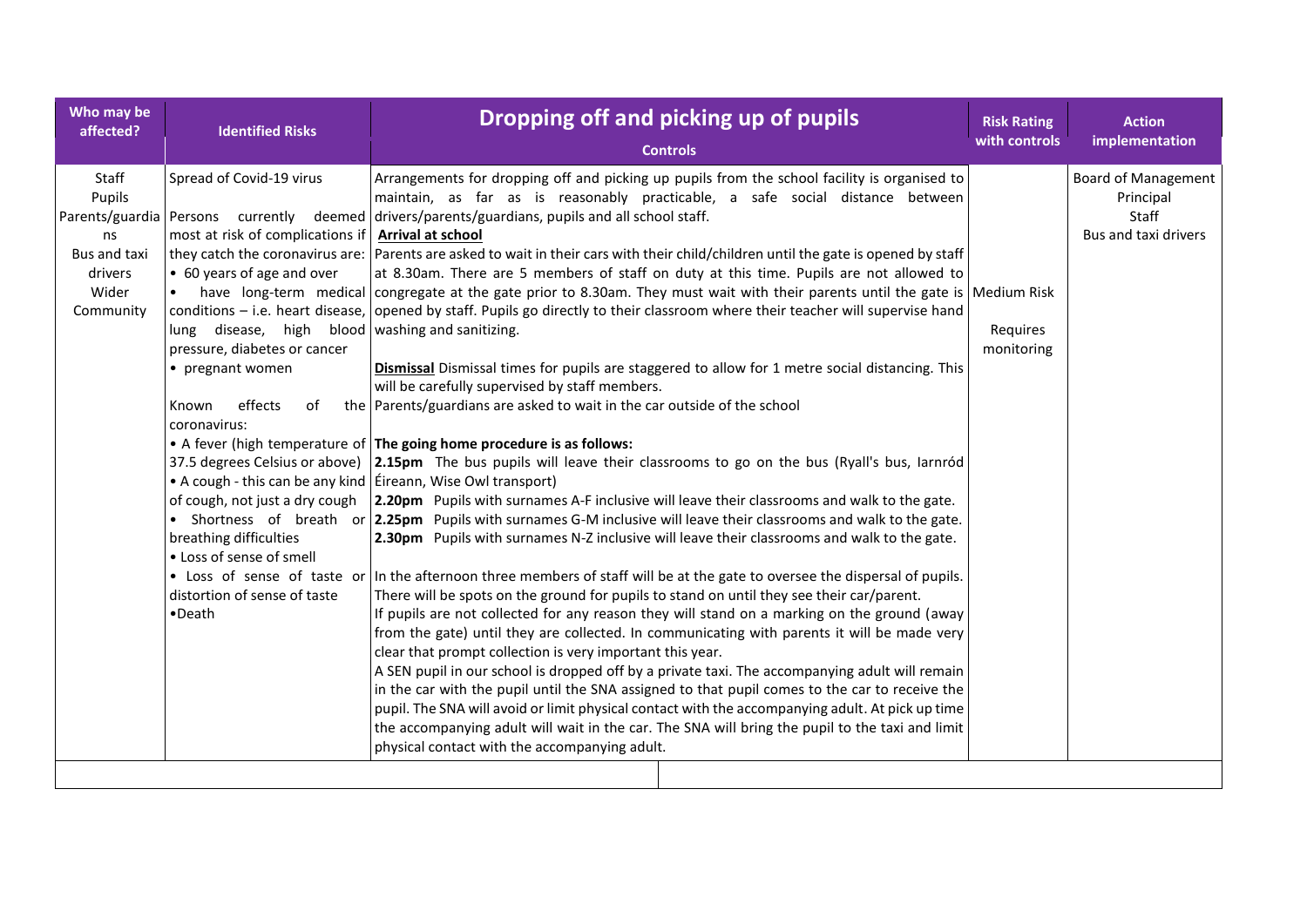| Who may be affected? | Identified Risks | Dropping off and picking up of pupils<br>Controls | Risk Rating with controls | Action implementation |
|---|---|---|---|---|
| Staff<br>Pupils<br>Parents/guardians<br>Bus and taxi drivers<br>Wider Community | Spread of Covid-19 virus<br><br>Persons currently deemed most at risk of complications if they catch the coronavirus are:<br>• 60 years of age and over<br>• have long-term medical conditions – i.e. heart disease, lung disease, high blood pressure, diabetes or cancer<br>• pregnant women<br><br>Known effects of the coronavirus:<br>• A fever (high temperature of 37.5 degrees Celsius or above)<br>• A cough - this can be any kind of cough, not just a dry cough<br>• Shortness of breath or breathing difficulties<br>• Loss of sense of smell<br>• Loss of sense of taste or distortion of sense of taste<br>•Death | Arrangements for dropping off and picking up pupils from the school facility is organised to maintain, as far as is reasonably practicable, a safe social distance between drivers/parents/guardians, pupils and all school staff.<br>**Arrival at school**<br>Parents are asked to wait in their cars with their child/children until the gate is opened by staff at 8.30am. There are 5 members of staff on duty at this time. Pupils are not allowed to congregate at the gate prior to 8.30am. They must wait with their parents until the gate is opened by staff. Pupils go directly to their classroom where their teacher will supervise hand washing and sanitizing.<br><br>**Dismissal** Dismissal times for pupils are staggered to allow for 1 metre social distancing. This will be carefully supervised by staff members.<br>Parents/guardians are asked to wait in the car outside of the school<br><br>**The going home procedure is as follows:**<br>**2.15pm** The bus pupils will leave their classrooms to go on the bus (Ryall's bus, Iarnród Éireann, Wise Owl transport)<br>**2.20pm** Pupils with surnames A-F inclusive will leave their classrooms and walk to the gate.<br>**2.25pm** Pupils with surnames G-M inclusive will leave their classrooms and walk to the gate.<br>**2.30pm** Pupils with surnames N-Z inclusive will leave their classrooms and walk to the gate.<br><br>In the afternoon three members of staff will be at the gate to oversee the dispersal of pupils. There will be spots on the ground for pupils to stand on until they see their car/parent.<br>If pupils are not collected for any reason they will stand on a marking on the ground (away from the gate) until they are collected. In communicating with parents it will be made very clear that prompt collection is very important this year.<br>A SEN pupil in our school is dropped off by a private taxi. The accompanying adult will remain in the car with the pupil until the SNA assigned to that pupil comes to the car to receive the pupil. The SNA will avoid or limit physical contact with the accompanying adult. At pick up time the accompanying adult will wait in the car. The SNA will bring the pupil to the taxi and limit physical contact with the accompanying adult. | Medium Risk<br><br>Requires monitoring | Board of Management<br>Principal<br>Staff<br>Bus and taxi drivers |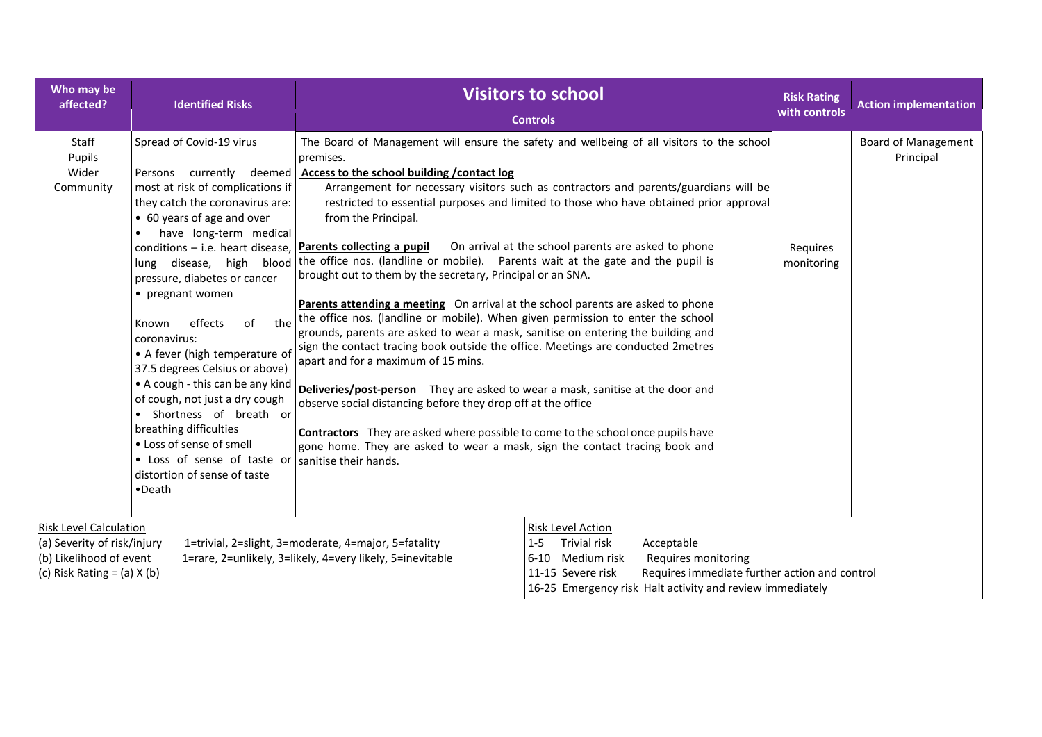| Who may be affected? | Identified Risks | Visitors to school<br>Controls | Risk Rating with controls | Action implementation |
|---|---|---|---|---|
| Staff<br>Pupils<br>Wider Community | Spread of Covid-19 virus<br><br>Persons currently deemed most at risk of complications if they catch the coronavirus are:<br>• 60 years of age and over<br>• have long-term medical conditions – i.e. heart disease, lung disease, high blood pressure, diabetes or cancer<br>• pregnant women<br><br>Known effects of the coronavirus:<br>• A fever (high temperature of 37.5 degrees Celsius or above)<br>• A cough - this can be any kind of cough, not just a dry cough<br>• Shortness of breath or breathing difficulties<br>• Loss of sense of smell<br>• Loss of sense of taste or distortion of sense of taste<br>•Death | The Board of Management will ensure the safety and wellbeing of all visitors to the school premises.<br>**Access to the school building /contact log**<br>Arrangement for necessary visitors such as contractors and parents/guardians will be restricted to essential purposes and limited to those who have obtained prior approval from the Principal.<br>**Parents collecting a pupil** On arrival at the school parents are asked to phone the office nos. (landline or mobile). Parents wait at the gate and the pupil is brought out to them by the secretary, Principal or an SNA.<br><br>**Parents attending a meeting** On arrival at the school parents are asked to phone the office nos. (landline or mobile). When given permission to enter the school grounds, parents are asked to wear a mask, sanitise on entering the building and sign the contact tracing book outside the office. Meetings are conducted 2metres apart and for a maximum of 15 mins.<br><br>**Deliveries/post-person** They are asked to wear a mask, sanitise at the door and observe social distancing before they drop off at the office<br><br>**Contractors** They are asked where possible to come to the school once pupils have gone home. They are asked to wear a mask, sign the contact tracing book and sanitise their hands. | Requires monitoring | Board of Management<br>Principal |

Risk Level Calculation
(a) Severity of risk/injury 1=trivial, 2=slight, 3=moderate, 4=major, 5=fatality
(b) Likelihood of event 1=rare, 2=unlikely, 3=likely, 4=very likely, 5=inevitable
(c) Risk Rating = (a) X (b)

Risk Level Action
1-5 Trivial risk Acceptable
6-10 Medium risk Requires monitoring
11-15 Severe risk Requires immediate further action and control
16-25 Emergency risk Halt activity and review immediately